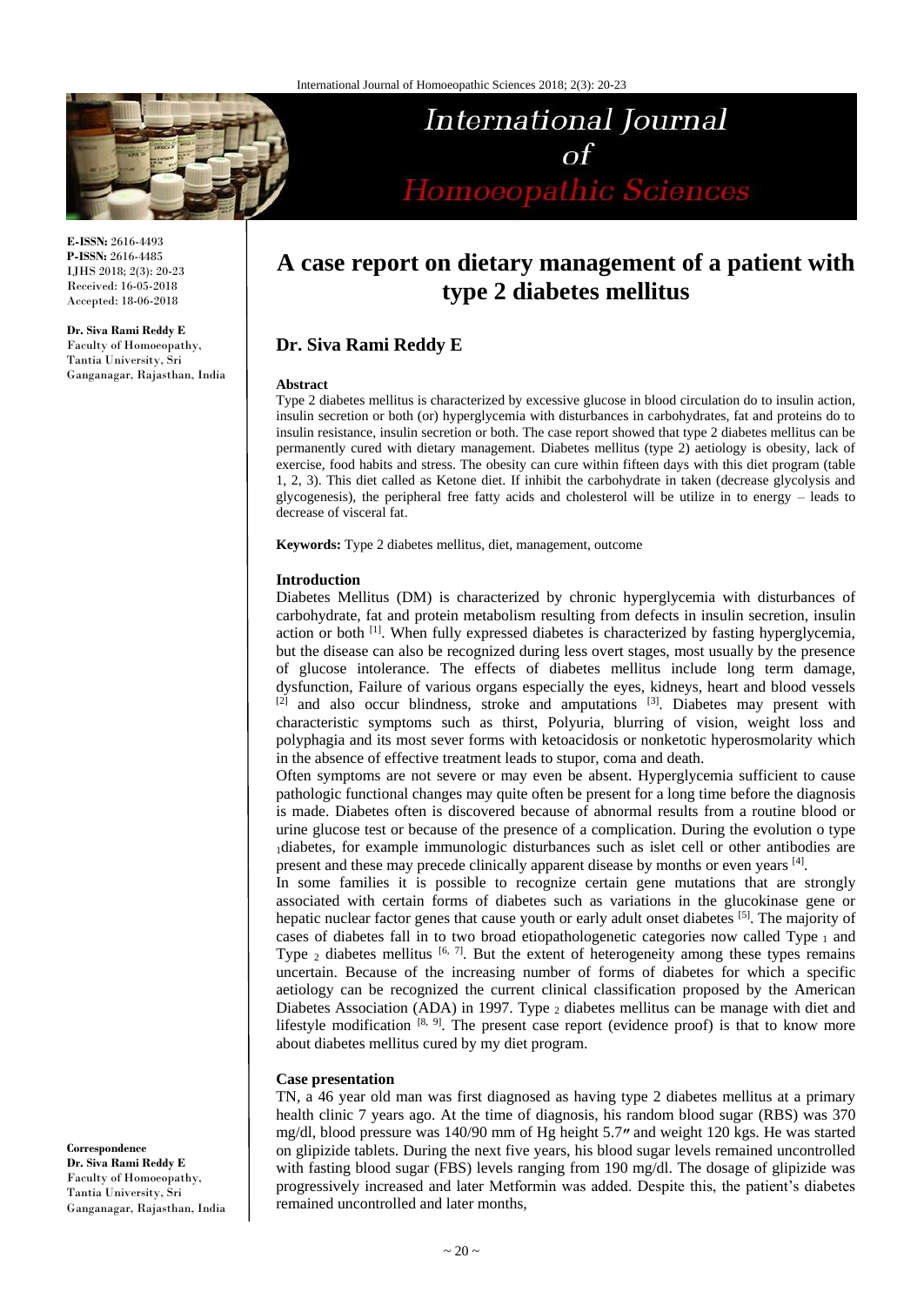# A case report on dietary management of a patient with type 2 diabetes mellitus

## Dr. Siva Rami Reddy E

E-ISSN: 2616-4493
P-ISSN: 2616-4485
IJHS 2018; 2(3): 20-23
Received: 16-05-2018
Accepted: 18-06-2018

**Dr. Siva Rami Reddy E**
Faculty of Homoeopathy, Tantia University, Sri Ganganagar, Rajasthan, India

**Correspondence**
**Dr. Siva Rami Reddy E**
Faculty of Homoeopathy, Tantia University, Sri Ganganagar, Rajasthan, India

### Abstract

Type 2 diabetes mellitus is characterized by excessive glucose in blood circulation do to insulin action, insulin secretion or both (or) hyperglycemia with disturbances in carbohydrates, fat and proteins do to insulin resistance, insulin secretion or both. The case report showed that type 2 diabetes mellitus can be permanently cured with dietary management. Diabetes mellitus (type 2) aetiology is obesity, lack of exercise, food habits and stress. The obesity can cure within fifteen days with this diet program (table 1, 2, 3). This diet called as Ketone diet. If inhibit the carbohydrate in taken (decrease glycolysis and glycogenesis), the peripheral free fatty acids and cholesterol will be utilize in to energy – leads to decrease of visceral fat.

**Keywords:** Type 2 diabetes mellitus, diet, management, outcome

### Introduction

Diabetes Mellitus (DM) is characterized by chronic hyperglycemia with disturbances of carbohydrate, fat and protein metabolism resulting from defects in insulin secretion, insulin action or both [1]. When fully expressed diabetes is characterized by fasting hyperglycemia, but the disease can also be recognized during less overt stages, most usually by the presence of glucose intolerance. The effects of diabetes mellitus include long term damage, dysfunction, Failure of various organs especially the eyes, kidneys, heart and blood vessels [2] and also occur blindness, stroke and amputations [3]. Diabetes may present with characteristic symptoms such as thirst, Polyuria, blurring of vision, weight loss and polyphagia and its most sever forms with ketoacidosis or nonketotic hyperosmolarity which in the absence of effective treatment leads to stupor, coma and death.

Often symptoms are not severe or may even be absent. Hyperglycemia sufficient to cause pathologic functional changes may quite often be present for a long time before the diagnosis is made. Diabetes often is discovered because of abnormal results from a routine blood or urine glucose test or because of the presence of a complication. During the evolution o type $_1$diabetes, for example immunologic disturbances such as islet cell or other antibodies are present and these may precede clinically apparent disease by months or even years [4].

In some families it is possible to recognize certain gene mutations that are strongly associated with certain forms of diabetes such as variations in the glucokinase gene or hepatic nuclear factor genes that cause youth or early adult onset diabetes [5]. The majority of cases of diabetes fall in to two broad etiopathologenetic categories now called Type $_1$ and Type $_2$ diabetes mellitus [6, 7]. But the extent of heterogeneity among these types remains uncertain. Because of the increasing number of forms of diabetes for which a specific aetiology can be recognized the current clinical classification proposed by the American Diabetes Association (ADA) in 1997. Type $_2$ diabetes mellitus can be manage with diet and lifestyle modification [8, 9]. The present case report (evidence proof) is that to know more about diabetes mellitus cured by my diet program.

### Case presentation

TN, a 46 year old man was first diagnosed as having type 2 diabetes mellitus at a primary health clinic 7 years ago. At the time of diagnosis, his random blood sugar (RBS) was 370 mg/dl, blood pressure was 140/90 mm of Hg height 5.7″ and weight 120 kgs. He was started on glipizide tablets. During the next five years, his blood sugar levels remained uncontrolled with fasting blood sugar (FBS) levels ranging from 190 mg/dl. The dosage of glipizide was progressively increased and later Metformin was added. Despite this, the patient's diabetes remained uncontrolled and later months,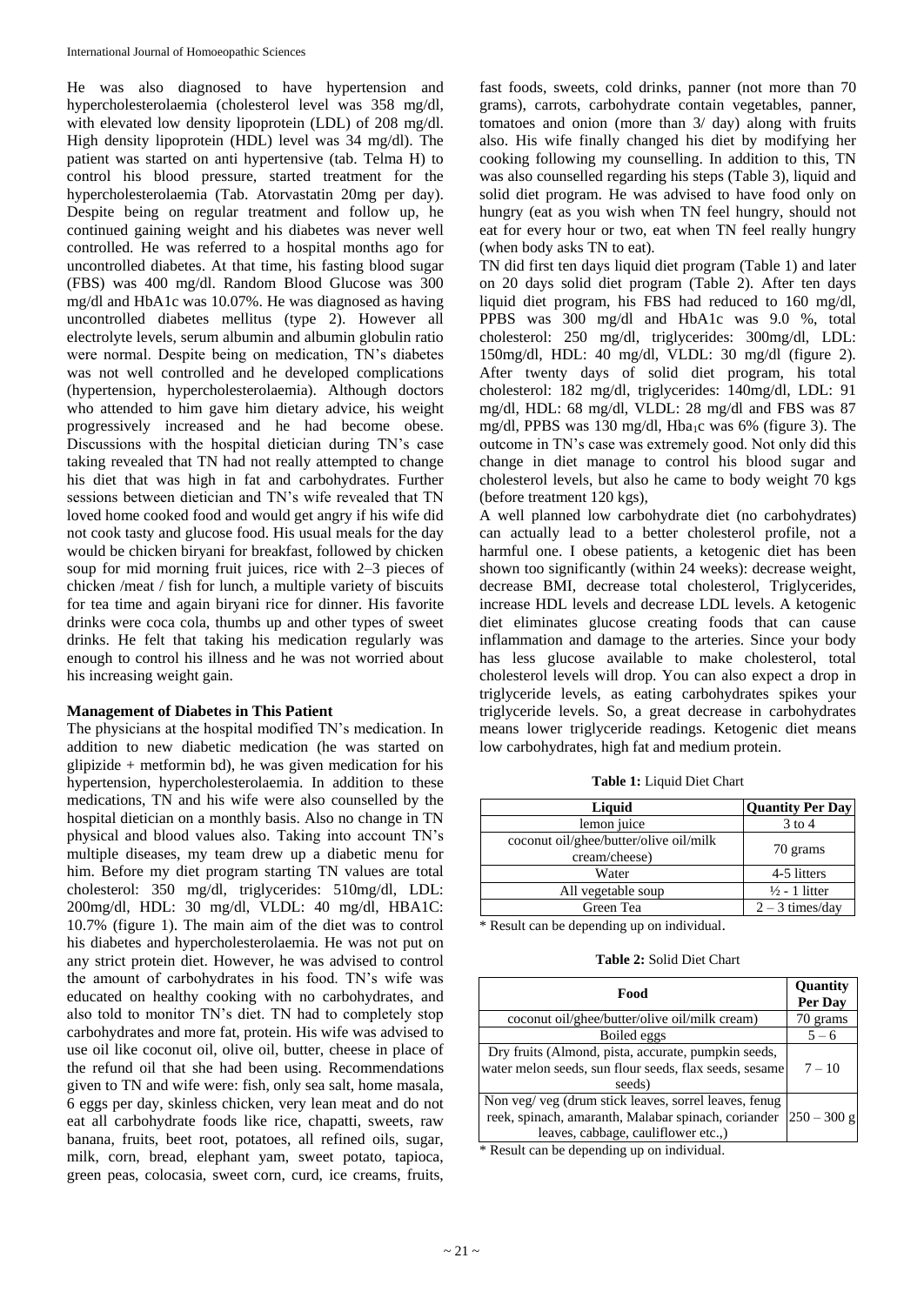He was also diagnosed to have hypertension and hypercholesterolaemia (cholesterol level was 358 mg/dl, with elevated low density lipoprotein (LDL) of 208 mg/dl. High density lipoprotein (HDL) level was 34 mg/dll). The patient was started on anti hypertensive (tab. Telma H) to control his blood pressure, started treatment for the hypercholesterolaemia (Tab. Atorvastatin 20mg per day). Despite being on regular treatment and follow up, he continued gaining weight and his diabetes was never well controlled. He was referred to a hospital months ago for uncontrolled diabetes. At that time, his fasting blood sugar (FBS) was 400 mg/dl. Random Blood Glucose was 300 mg/dl and HbA1c was 10.07%. He was diagnosed as having uncontrolled diabetes mellitus (type 2). However all electrolyte levels, serum albumin and albumin globulin ratio were normal. Despite being on medication, TN's diabetes was not well controlled and he developed complications (hypertension, hypercholesterolaemia). Although doctors who attended to him gave him dietary advice, his weight progressively increased and he had become obese. Discussions with the hospital dietician during TN's case taking revealed that TN had not really attempted to change his diet that was high in fat and carbohydrates. Further sessions between dietician and TN's wife revealed that TN loved home cooked food and would get angry if his wife did not cook tasty and glucose food. His usual meals for the day would be chicken biryani for breakfast, followed by chicken soup for mid morning fruit juices, rice with 2–3 pieces of chicken /meat / fish for lunch, a multiple variety of biscuits for tea time and again biryani rice for dinner. His favorite drinks were coca cola, thumbs up and other types of sweet drinks. He felt that taking his medication regularly was enough to control his illness and he was not worried about his increasing weight gain.

**Management of Diabetes in This Patient**

The physicians at the hospital modified TN's medication. In addition to new diabetic medication (he was started on glipizide + metformin bd), he was given medication for his hypertension, hypercholesterolaemia. In addition to these medications, TN and his wife were also counselled by the hospital dietician on a monthly basis. Also no change in TN physical and blood values also. Taking into account TN's multiple diseases, my team drew up a diabetic menu for him. Before my diet program starting TN values are total cholesterol: 350 mg/dl, triglycerides: 510mg/dl, LDL: 200mg/dl, HDL: 30 mg/dl, VLDL: 40 mg/dl, HBA1C: 10.7% (figure 1). The main aim of the diet was to control his diabetes and hypercholesterolaemia. He was not put on any strict protein diet. However, he was advised to control the amount of carbohydrates in his food. TN's wife was educated on healthy cooking with no carbohydrates, and also told to monitor TN's diet. TN had to completely stop carbohydrates and more fat, protein. His wife was advised to use oil like coconut oil, olive oil, butter, cheese in place of the refund oil that she had been using. Recommendations given to TN and wife were: fish, only sea salt, home masala, 6 eggs per day, skinless chicken, very lean meat and do not eat all carbohydrate foods like rice, chapatti, sweets, raw banana, fruits, beet root, potatoes, all refined oils, sugar, milk, corn, bread, elephant yam, sweet potato, tapioca, green peas, colocasia, sweet corn, curd, ice creams, fruits, fast foods, sweets, cold drinks, panner (not more than 70 grams), carrots, carbohydrate contain vegetables, panner, tomatoes and onion (more than 3/ day) along with fruits also. His wife finally changed his diet by modifying her cooking following my counselling. In addition to this, TN was also counselled regarding his steps (Table 3), liquid and solid diet program. He was advised to have food only on hungry (eat as you wish when TN feel hungry, should not eat for every hour or two, eat when TN feel really hungry (when body asks TN to eat).

TN did first ten days liquid diet program (Table 1) and later on 20 days solid diet program (Table 2). After ten days liquid diet program, his FBS had reduced to 160 mg/dl, PPBS was 300 mg/dl and HbA1c was 9.0 %, total cholesterol: 250 mg/dl, triglycerides: 300mg/dl, LDL: 150mg/dl, HDL: 40 mg/dl, VLDL: 30 mg/dl (figure 2). After twenty days of solid diet program, his total cholesterol: 182 mg/dl, triglycerides: 140mg/dl, LDL: 91 mg/dl, HDL: 68 mg/dl, VLDL: 28 mg/dl and FBS was 87 mg/dl, PPBS was 130 mg/dl, $Hba_1c$ was 6% (figure 3). The outcome in TN's case was extremely good. Not only did this change in diet manage to control his blood sugar and cholesterol levels, but also he came to body weight 70 kgs (before treatment 120 kgs),

A well planned low carbohydrate diet (no carbohydrates) can actually lead to a better cholesterol profile, not a harmful one. I obese patients, a ketogenic diet has been shown too significantly (within 24 weeks): decrease weight, decrease BMI, decrease total cholesterol, Triglycerides, increase HDL levels and decrease LDL levels. A ketogenic diet eliminates glucose creating foods that can cause inflammation and damage to the arteries. Since your body has less glucose available to make cholesterol, total cholesterol levels will drop. You can also expect a drop in triglyceride levels, as eating carbohydrates spikes your triglyceride levels. So, a great decrease in carbohydrates means lower triglyceride readings. Ketogenic diet means low carbohydrates, high fat and medium protein.

**Table 1:** Liquid Diet Chart

| Liquid | Quantity Per Day |
|---|---|
| lemon juice | 3 to 4 |
| coconut oil/ghee/butter/olive oil/milk cream/cheese) | 70 grams |
| Water | 4-5 litters |
| All vegetable soup | ½ - 1 litter |
| Green Tea | 2 – 3 times/day |

\* Result can be depending up on individual.

**Table 2:** Solid Diet Chart

| Food | Quantity Per Day |
|---|---|
| coconut oil/ghee/butter/olive oil/milk cream) | 70 grams |
| Boiled eggs | 5 – 6 |
| Dry fruits (Almond, pista, accurate, pumpkin seeds, water melon seeds, sun flour seeds, flax seeds, sesame seeds) | 7 – 10 |
| Non veg/ veg (drum stick leaves, sorrel leaves, fenug reek, spinach, amaranth, Malabar spinach, coriander leaves, cabbage, cauliflower etc.,) | 250 – 300 g |

\* Result can be depending up on individual.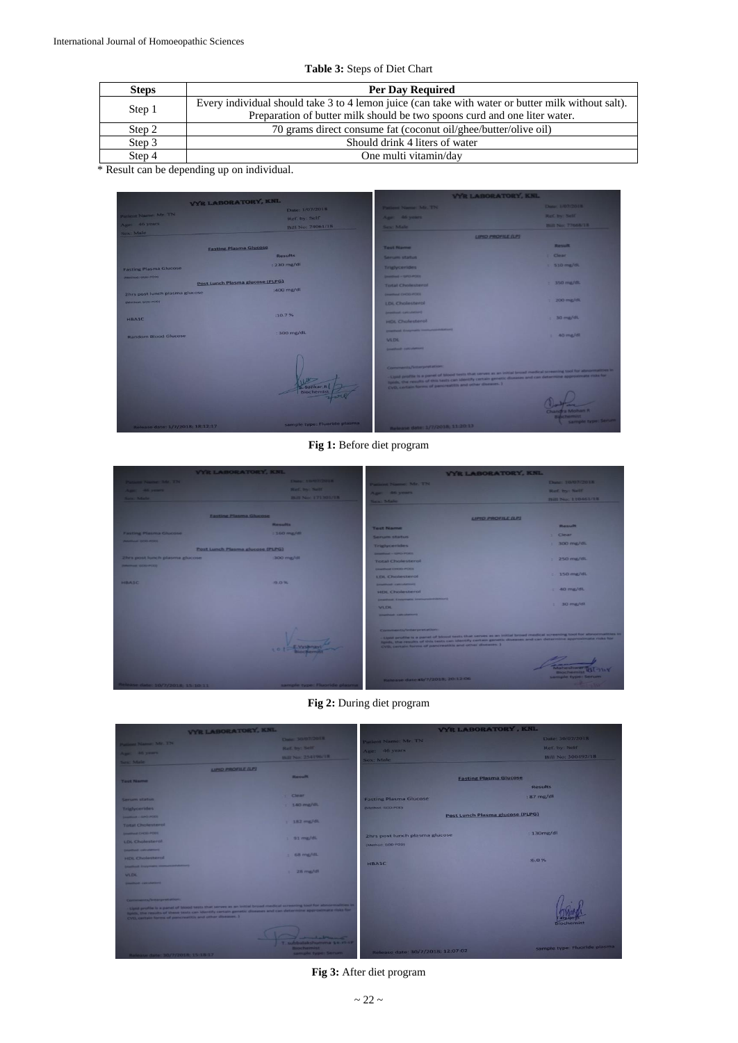**Table 3:** Steps of Diet Chart

| Steps | Per Day Required |
|---|---|
| Step 1 | Every individual should take 3 to 4 lemon juice (can take with water or butter milk without salt). Preparation of butter milk should be two spoons curd and one liter water. |
| Step 2 | 70 grams direct consume fat (coconut oil/ghee/butter/olive oil) |
| Step 3 | Should drink 4 liters of water |
| Step 4 | One multi vitamin/day |

* Result can be depending up on individual.

**Fig 1:** Before diet program

**Fig 2:** During diet program

**Fig 3:** After diet program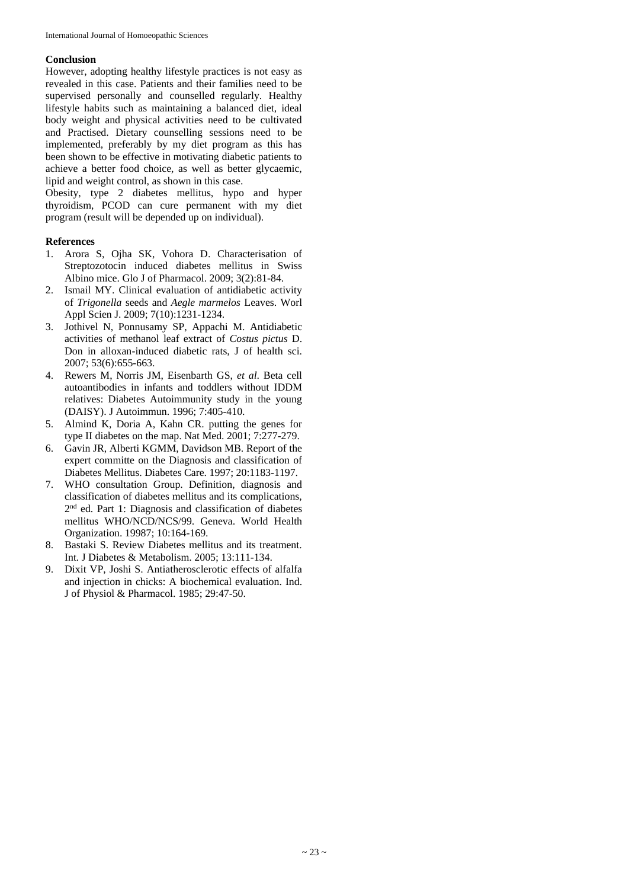## Conclusion

However, adopting healthy lifestyle practices is not easy as revealed in this case. Patients and their families need to be supervised personally and counselled regularly. Healthy lifestyle habits such as maintaining a balanced diet, ideal body weight and physical activities need to be cultivated and Practised. Dietary counselling sessions need to be implemented, preferably by my diet program as this has been shown to be effective in motivating diabetic patients to achieve a better food choice, as well as better glycaemic, lipid and weight control, as shown in this case.

Obesity, type 2 diabetes mellitus, hypo and hyper thyroidism, PCOD can cure permanent with my diet program (result will be depended up on individual).

## References

1. Arora S, Ojha SK, Vohora D. Characterisation of Streptozotocin induced diabetes mellitus in Swiss Albino mice. Glo J of Pharmacol. 2009; 3(2):81-84.
2. Ismail MY. Clinical evaluation of antidiabetic activity of *Trigonella* seeds and *Aegle marmelos* Leaves. Worl Appl Scien J. 2009; 7(10):1231-1234.
3. Jothivel N, Ponnusamy SP, Appachi M. Antidiabetic activities of methanol leaf extract of *Costus pictus* D. Don in alloxan-induced diabetic rats, J of health sci. 2007; 53(6):655-663.
4. Rewers M, Norris JM, Eisenbarth GS, *et al*. Beta cell autoantibodies in infants and toddlers without IDDM relatives: Diabetes Autoimmunity study in the young (DAISY). J Autoimmun. 1996; 7:405-410.
5. Almind K, Doria A, Kahn CR. putting the genes for type II diabetes on the map. Nat Med. 2001; 7:277-279.
6. Gavin JR, Alberti KGMM, Davidson MB. Report of the expert committe on the Diagnosis and classification of Diabetes Mellitus. Diabetes Care. 1997; 20:1183-1197.
7. WHO consultation Group. Definition, diagnosis and classification of diabetes mellitus and its complications, 2nd ed. Part 1: Diagnosis and classification of diabetes mellitus WHO/NCD/NCS/99. Geneva. World Health Organization. 19987; 10:164-169.
8. Bastaki S. Review Diabetes mellitus and its treatment. Int. J Diabetes & Metabolism. 2005; 13:111-134.
9. Dixit VP, Joshi S. Antiatherosclerotic effects of alfalfa and injection in chicks: A biochemical evaluation. Ind. J of Physiol & Pharmacol. 1985; 29:47-50.